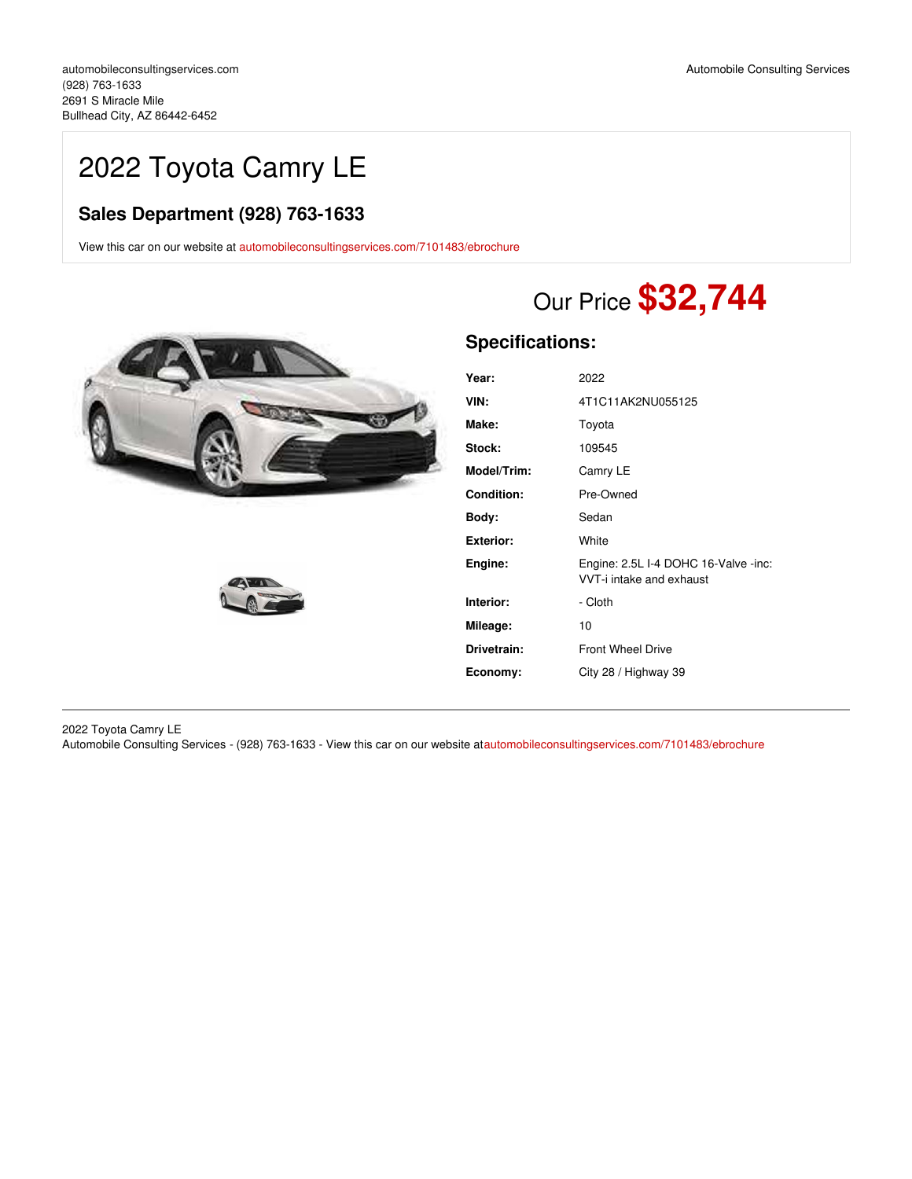automobileconsultingservices.com
(928) 763-1633
2691 S Miracle Mile
Bullhead City, AZ 86442-6452

Automobile Consulting Services

# 2022 Toyota Camry LE

## Sales Department (928) 763-1633

View this car on our website at automobileconsultingservices.com/7101483/ebrochure

Our Price **$32,744**

## Specifications:

| | |
|---|---|
| **Year:** | 2022 |
| **VIN:** | 4T1C11AK2NU055125 |
| **Make:** | Toyota |
| **Stock:** | 109545 |
| **Model/Trim:** | Camry LE |
| **Condition:** | Pre-Owned |
| **Body:** | Sedan |
| **Exterior:** | White |
| **Engine:** | Engine: 2.5L I-4 DOHC 16-Valve -inc: VVT-i intake and exhaust |
| **Interior:** | - Cloth |
| **Mileage:** | 10 |
| **Drivetrain:** | Front Wheel Drive |
| **Economy:** | City 28 / Highway 39 |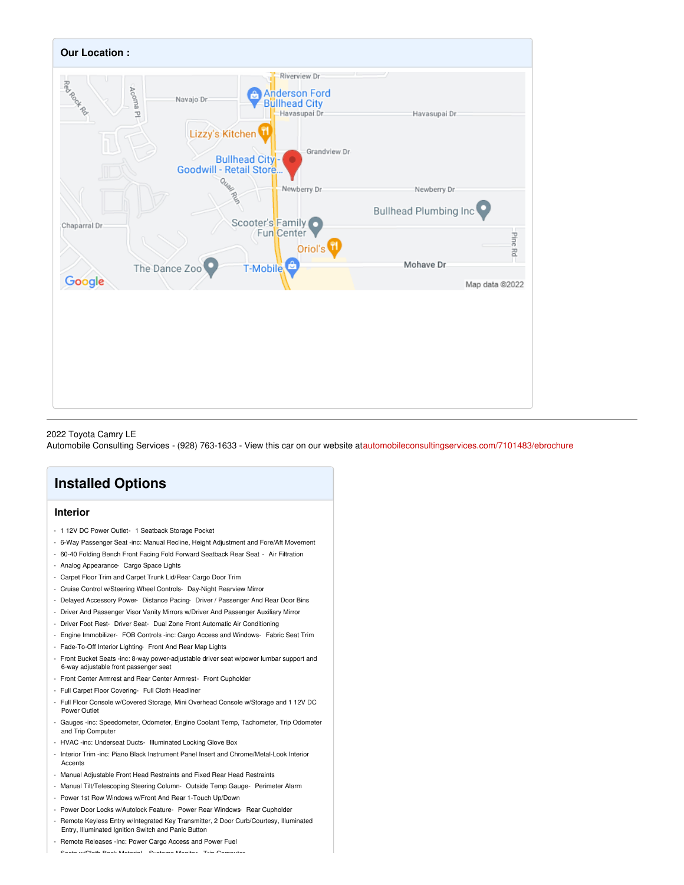## Our Location :

2022 Toyota Camry LE
Automobile Consulting Services - (928) 763-1633 - View this car on our website at automobileconsultingservices.com/7101483/ebrochure

# Installed Options

### Interior

- 1 12V DC Power Outlet- 1 Seatback Storage Pocket
- 6-Way Passenger Seat -inc: Manual Recline, Height Adjustment and Fore/Aft Movement
- 60-40 Folding Bench Front Facing Fold Forward Seatback Rear Seat - Air Filtration
- Analog Appearance- Cargo Space Lights
- Carpet Floor Trim and Carpet Trunk Lid/Rear Cargo Door Trim
- Cruise Control w/Steering Wheel Controls- Day-Night Rearview Mirror
- Delayed Accessory Power- Distance Pacing- Driver / Passenger And Rear Door Bins
- Driver And Passenger Visor Vanity Mirrors w/Driver And Passenger Auxiliary Mirror
- Driver Foot Rest- Driver Seat- Dual Zone Front Automatic Air Conditioning
- Engine Immobilizer- FOB Controls -inc: Cargo Access and Windows- Fabric Seat Trim
- Fade-To-Off Interior Lighting- Front And Rear Map Lights
- Front Bucket Seats -inc: 8-way power-adjustable driver seat w/power lumbar support and 6-way adjustable front passenger seat
- Front Center Armrest and Rear Center Armrest- Front Cupholder
- Full Carpet Floor Covering- Full Cloth Headliner
- Full Floor Console w/Covered Storage, Mini Overhead Console w/Storage and 1 12V DC Power Outlet
- Gauges -inc: Speedometer, Odometer, Engine Coolant Temp, Tachometer, Trip Odometer and Trip Computer
- HVAC -inc: Underseat Ducts- Illuminated Locking Glove Box
- Interior Trim -inc: Piano Black Instrument Panel Insert and Chrome/Metal-Look Interior Accents
- Manual Adjustable Front Head Restraints and Fixed Rear Head Restraints
- Manual Tilt/Telescoping Steering Column- Outside Temp Gauge- Perimeter Alarm
- Power 1st Row Windows w/Front And Rear 1-Touch Up/Down
- Power Door Locks w/Autolock Feature- Power Rear Windows- Rear Cupholder
- Remote Keyless Entry w/Integrated Key Transmitter, 2 Door Curb/Courtesy, Illuminated Entry, Illuminated Ignition Switch and Panic Button
- Remote Releases -Inc: Power Cargo Access and Power Fuel
- Seats w/Cloth Back Material- Systems Monitor- Trip Computer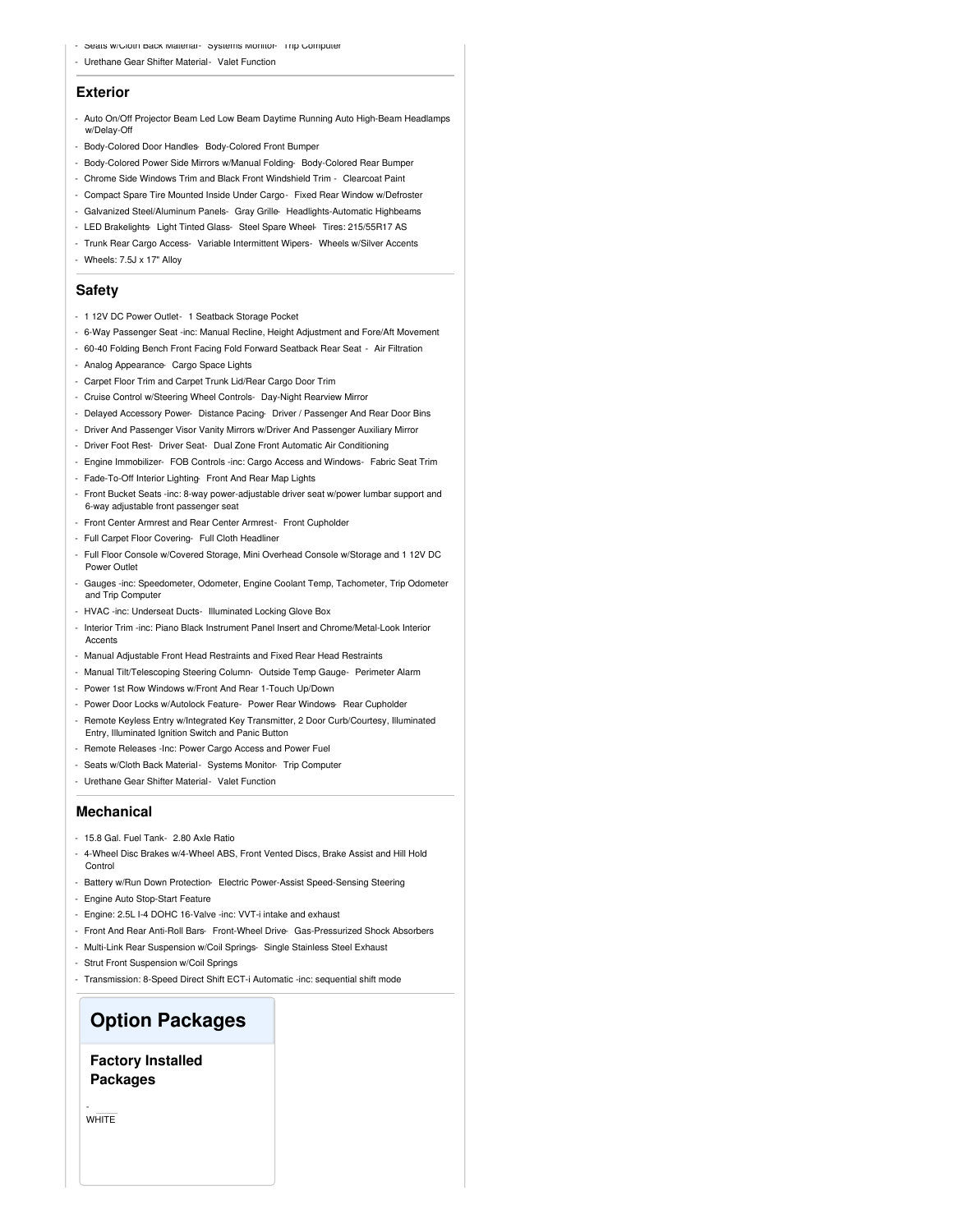- Seats w/Cloth Back Material - Systems Monitor - Trip Computer
- Urethane Gear Shifter Material - Valet Function

## Exterior

- Auto On/Off Projector Beam Led Low Beam Daytime Running Auto High-Beam Headlamps w/Delay-Off
- Body-Colored Door Handles - Body-Colored Front Bumper
- Body-Colored Power Side Mirrors w/Manual Folding - Body-Colored Rear Bumper
- Chrome Side Windows Trim and Black Front Windshield Trim - Clearcoat Paint
- Compact Spare Tire Mounted Inside Under Cargo - Fixed Rear Window w/Defroster
- Galvanized Steel/Aluminum Panels - Gray Grille - Headlights-Automatic Highbeams
- LED Brakelights - Light Tinted Glass - Steel Spare Wheel - Tires: 215/55R17 AS
- Trunk Rear Cargo Access - Variable Intermittent Wipers - Wheels w/Silver Accents
- Wheels: 7.5J x 17" Alloy

## Safety

- 1 12V DC Power Outlet - 1 Seatback Storage Pocket
- 6-Way Passenger Seat -inc: Manual Recline, Height Adjustment and Fore/Aft Movement
- 60-40 Folding Bench Front Facing Fold Forward Seatback Rear Seat - Air Filtration
- Analog Appearance - Cargo Space Lights
- Carpet Floor Trim and Carpet Trunk Lid/Rear Cargo Door Trim
- Cruise Control w/Steering Wheel Controls - Day-Night Rearview Mirror
- Delayed Accessory Power - Distance Pacing - Driver / Passenger And Rear Door Bins
- Driver And Passenger Visor Vanity Mirrors w/Driver And Passenger Auxiliary Mirror
- Driver Foot Rest - Driver Seat - Dual Zone Front Automatic Air Conditioning
- Engine Immobilizer - FOB Controls -inc: Cargo Access and Windows - Fabric Seat Trim
- Fade-To-Off Interior Lighting - Front And Rear Map Lights
- Front Bucket Seats -inc: 8-way power-adjustable driver seat w/power lumbar support and 6-way adjustable front passenger seat
- Front Center Armrest and Rear Center Armrest - Front Cupholder
- Full Carpet Floor Covering - Full Cloth Headliner
- Full Floor Console w/Covered Storage, Mini Overhead Console w/Storage and 1 12V DC Power Outlet
- Gauges -inc: Speedometer, Odometer, Engine Coolant Temp, Tachometer, Trip Odometer and Trip Computer
- HVAC -inc: Underseat Ducts - Illuminated Locking Glove Box
- Interior Trim -inc: Piano Black Instrument Panel Insert and Chrome/Metal-Look Interior Accents
- Manual Adjustable Front Head Restraints and Fixed Rear Head Restraints
- Manual Tilt/Telescoping Steering Column - Outside Temp Gauge - Perimeter Alarm
- Power 1st Row Windows w/Front And Rear 1-Touch Up/Down
- Power Door Locks w/Autolock Feature - Power Rear Windows - Rear Cupholder
- Remote Keyless Entry w/Integrated Key Transmitter, 2 Door Curb/Courtesy, Illuminated Entry, Illuminated Ignition Switch and Panic Button
- Remote Releases -Inc: Power Cargo Access and Power Fuel
- Seats w/Cloth Back Material - Systems Monitor - Trip Computer
- Urethane Gear Shifter Material - Valet Function

## Mechanical

- 15.8 Gal. Fuel Tank - 2.80 Axle Ratio
- 4-Wheel Disc Brakes w/4-Wheel ABS, Front Vented Discs, Brake Assist and Hill Hold Control
- Battery w/Run Down Protection - Electric Power-Assist Speed-Sensing Steering
- Engine Auto Stop-Start Feature
- Engine: 2.5L I-4 DOHC 16-Valve -inc: VVT-i intake and exhaust
- Front And Rear Anti-Roll Bars - Front-Wheel Drive - Gas-Pressurized Shock Absorbers
- Multi-Link Rear Suspension w/Coil Springs - Single Stainless Steel Exhaust
- Strut Front Suspension w/Coil Springs
- Transmission: 8-Speed Direct Shift ECT-i Automatic -inc: sequential shift mode

# Option Packages

### Factory Installed Packages

- WHITE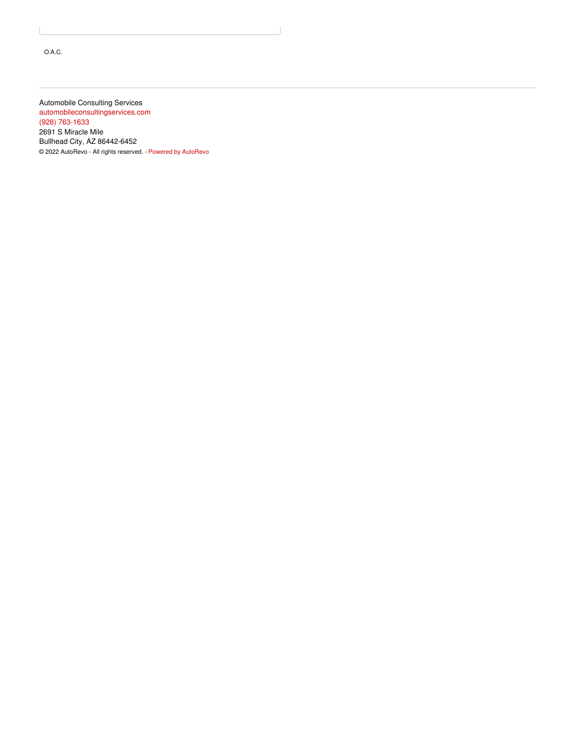O.A.C.

---

Automobile Consulting Services
automobileconsultingservices.com
(928) 763-1633
2691 S Miracle Mile
Bullhead City, AZ 86442-6452
© 2022 AutoRevo - All rights reserved. - Powered by AutoRevo